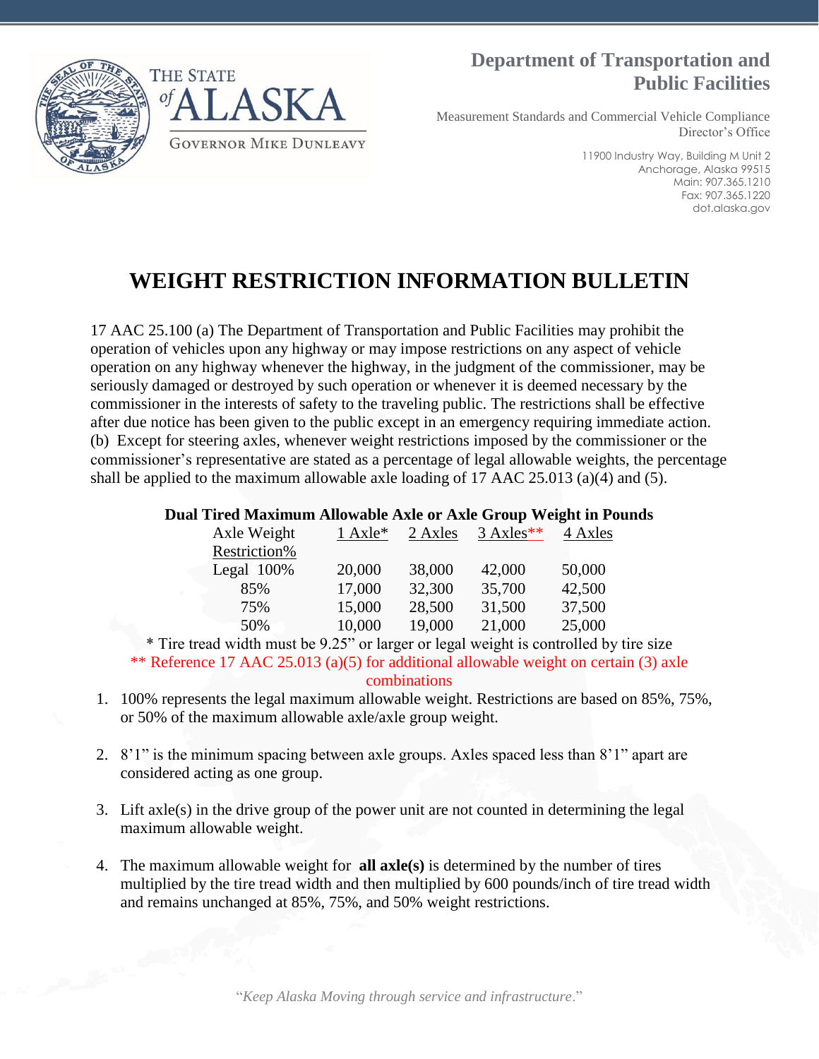**Department of Transportation and Public Facilities**

Measurement Standards and Commercial Vehicle Compliance
Director's Office

11900 Industry Way, Building M Unit 2
Anchorage, Alaska 99515
Main: 907.365.1210
Fax: 907.365.1220
dot.alaska.gov

THE STATE of ALASKA
GOVERNOR MIKE DUNLEAVY

# WEIGHT RESTRICTION INFORMATION BULLETIN

17 AAC 25.100 (a) The Department of Transportation and Public Facilities may prohibit the operation of vehicles upon any highway or may impose restrictions on any aspect of vehicle operation on any highway whenever the highway, in the judgment of the commissioner, may be seriously damaged or destroyed by such operation or whenever it is deemed necessary by the commissioner in the interests of safety to the traveling public. The restrictions shall be effective after due notice has been given to the public except in an emergency requiring immediate action.
(b) Except for steering axles, whenever weight restrictions imposed by the commissioner or the commissioner's representative are stated as a percentage of legal allowable weights, the percentage shall be applied to the maximum allowable axle loading of 17 AAC 25.013 (a)(4) and (5).

**Dual Tired Maximum Allowable Axle or Axle Group Weight in Pounds**

| Axle Weight Restriction% | 1 Axle* | 2 Axles | 3 Axles** | 4 Axles |
|---|---|---|---|---|
| Legal 100% | 20,000 | 38,000 | 42,000 | 50,000 |
| 85% | 17,000 | 32,300 | 35,700 | 42,500 |
| 75% | 15,000 | 28,500 | 31,500 | 37,500 |
| 50% | 10,000 | 19,000 | 21,000 | 25,000 |

* Tire tread width must be 9.25" or larger or legal weight is controlled by tire size

** Reference 17 AAC 25.013 (a)(5) for additional allowable weight on certain (3) axle combinations

1. 100% represents the legal maximum allowable weight. Restrictions are based on 85%, 75%, or 50% of the maximum allowable axle/axle group weight.

2. 8'1" is the minimum spacing between axle groups. Axles spaced less than 8'1" apart are considered acting as one group.

3. Lift axle(s) in the drive group of the power unit are not counted in determining the legal maximum allowable weight.

4. The maximum allowable weight for **all axle(s)** is determined by the number of tires multiplied by the tire tread width and then multiplied by 600 pounds/inch of tire tread width and remains unchanged at 85%, 75%, and 50% weight restrictions.

"*Keep Alaska Moving through service and infrastructure*."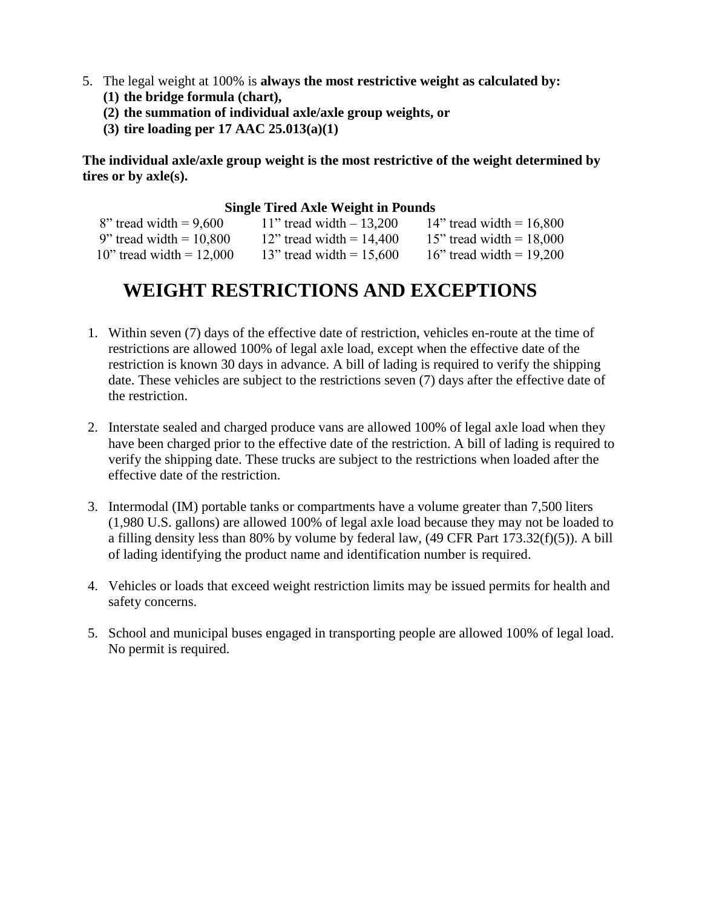5. The legal weight at 100% is **always the most restrictive weight as calculated by:**
   **(1) the bridge formula (chart),**
   **(2) the summation of individual axle/axle group weights, or**
   **(3) tire loading per 17 AAC 25.013(a)(1)**

**The individual axle/axle group weight is the most restrictive of the weight determined by tires or by axle(s).**

**Single Tired Axle Weight in Pounds**

| | | |
|---|---|---|
| 8" tread width = 9,600 | 11" tread width – 13,200 | 14" tread width = 16,800 |
| 9" tread width = 10,800 | 12" tread width = 14,400 | 15" tread width = 18,000 |
| 10" tread width = 12,000 | 13" tread width = 15,600 | 16" tread width = 19,200 |

# WEIGHT RESTRICTIONS AND EXCEPTIONS

1. Within seven (7) days of the effective date of restriction, vehicles en-route at the time of restrictions are allowed 100% of legal axle load, except when the effective date of the restriction is known 30 days in advance. A bill of lading is required to verify the shipping date. These vehicles are subject to the restrictions seven (7) days after the effective date of the restriction.

2. Interstate sealed and charged produce vans are allowed 100% of legal axle load when they have been charged prior to the effective date of the restriction. A bill of lading is required to verify the shipping date. These trucks are subject to the restrictions when loaded after the effective date of the restriction.

3. Intermodal (IM) portable tanks or compartments have a volume greater than 7,500 liters (1,980 U.S. gallons) are allowed 100% of legal axle load because they may not be loaded to a filling density less than 80% by volume by federal law, (49 CFR Part 173.32(f)(5)). A bill of lading identifying the product name and identification number is required.

4. Vehicles or loads that exceed weight restriction limits may be issued permits for health and safety concerns.

5. School and municipal buses engaged in transporting people are allowed 100% of legal load. No permit is required.